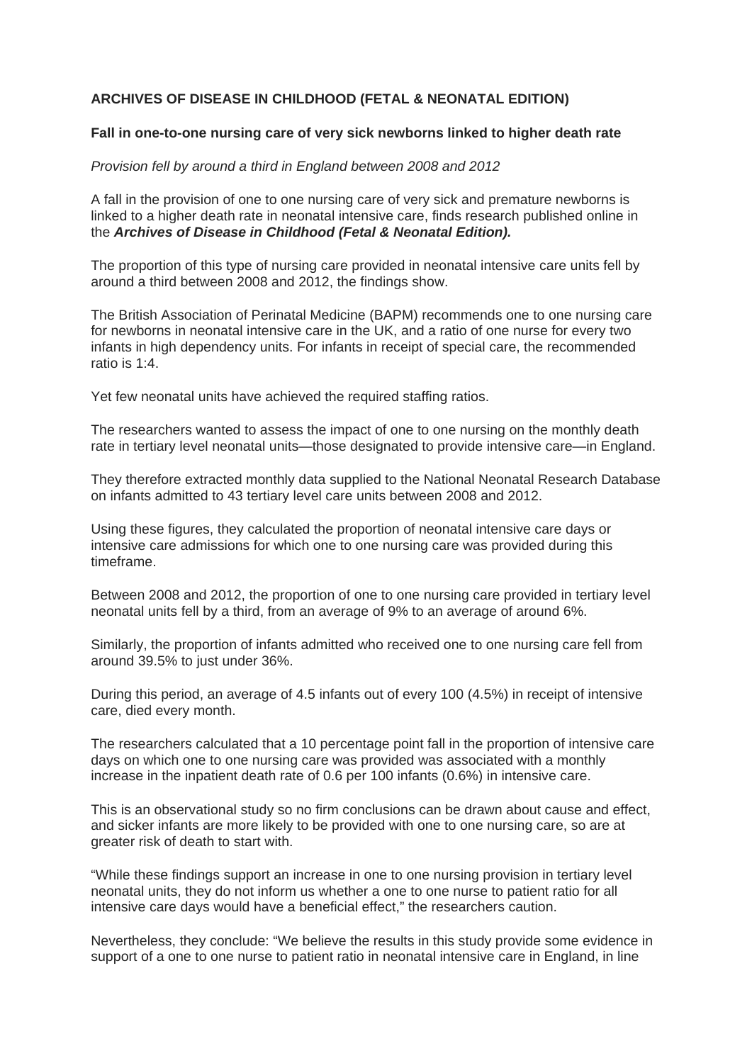**ARCHIVES OF DISEASE IN CHILDHOOD (FETAL & NEONATAL EDITION)**

**Fall in one-to-one nursing care of very sick newborns linked to higher death rate**

*Provision fell by around a third in England between 2008 and 2012*

A fall in the provision of one to one nursing care of very sick and premature newborns is linked to a higher death rate in neonatal intensive care, finds research published online in the ***Archives of Disease in Childhood (Fetal & Neonatal Edition).***

The proportion of this type of nursing care provided in neonatal intensive care units fell by around a third between 2008 and 2012, the findings show.

The British Association of Perinatal Medicine (BAPM) recommends one to one nursing care for newborns in neonatal intensive care in the UK, and a ratio of one nurse for every two infants in high dependency units. For infants in receipt of special care, the recommended ratio is 1:4.

Yet few neonatal units have achieved the required staffing ratios.

The researchers wanted to assess the impact of one to one nursing on the monthly death rate in tertiary level neonatal units—those designated to provide intensive care—in England.

They therefore extracted monthly data supplied to the National Neonatal Research Database on infants admitted to 43 tertiary level care units between 2008 and 2012.

Using these figures, they calculated the proportion of neonatal intensive care days or intensive care admissions for which one to one nursing care was provided during this timeframe.

Between 2008 and 2012, the proportion of one to one nursing care provided in tertiary level neonatal units fell by a third, from an average of 9% to an average of around 6%.

Similarly, the proportion of infants admitted who received one to one nursing care fell from around 39.5% to just under 36%.

During this period, an average of 4.5 infants out of every 100 (4.5%) in receipt of intensive care, died every month.

The researchers calculated that a 10 percentage point fall in the proportion of intensive care days on which one to one nursing care was provided was associated with a monthly increase in the inpatient death rate of 0.6 per 100 infants (0.6%) in intensive care.

This is an observational study so no firm conclusions can be drawn about cause and effect, and sicker infants are more likely to be provided with one to one nursing care, so are at greater risk of death to start with.

"While these findings support an increase in one to one nursing provision in tertiary level neonatal units, they do not inform us whether a one to one nurse to patient ratio for all intensive care days would have a beneficial effect," the researchers caution.

Nevertheless, they conclude: "We believe the results in this study provide some evidence in support of a one to one nurse to patient ratio in neonatal intensive care in England, in line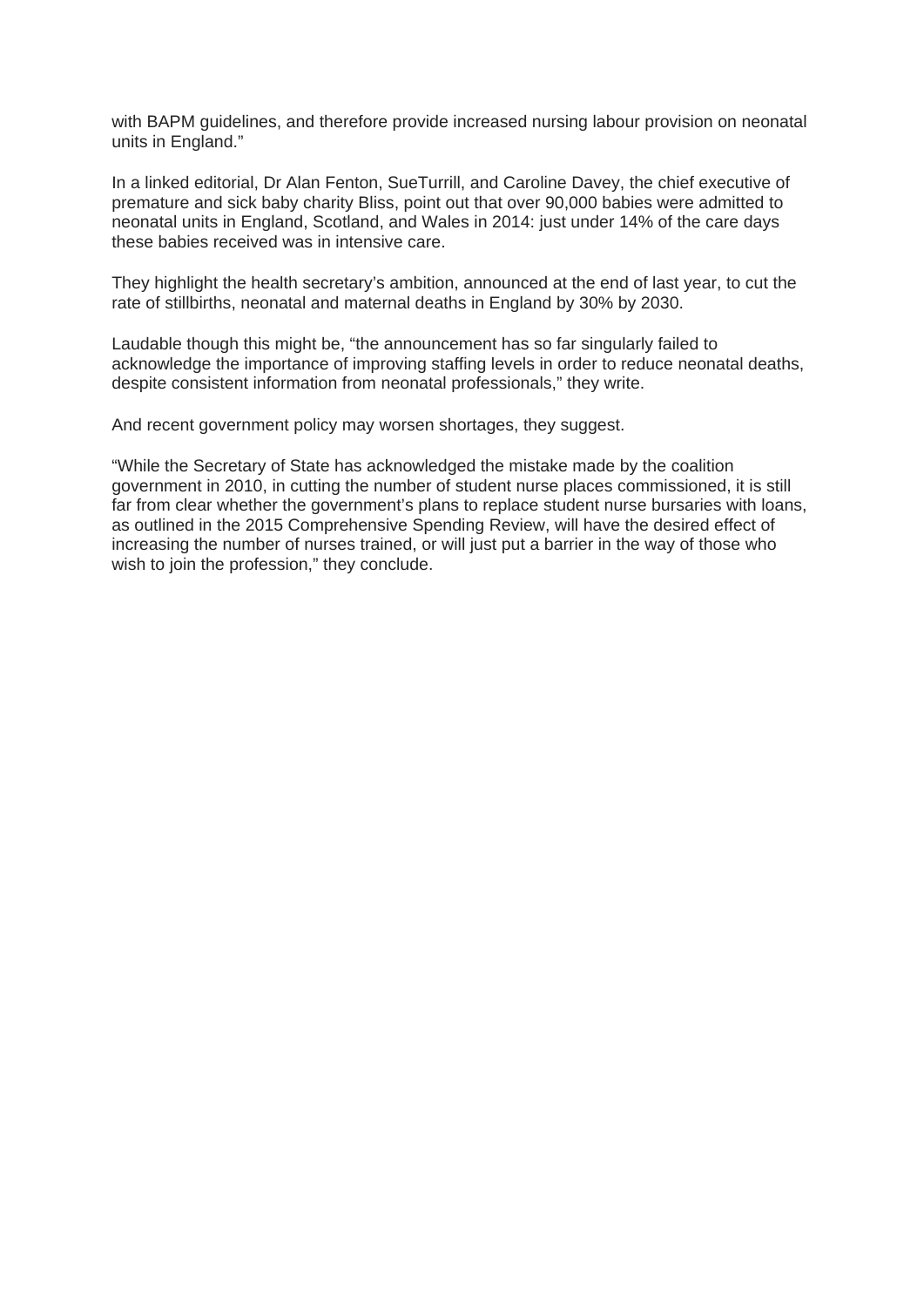with BAPM guidelines, and therefore provide increased nursing labour provision on neonatal units in England."

In a linked editorial, Dr Alan Fenton, SueTurrill, and Caroline Davey, the chief executive of premature and sick baby charity Bliss, point out that over 90,000 babies were admitted to neonatal units in England, Scotland, and Wales in 2014: just under 14% of the care days these babies received was in intensive care.

They highlight the health secretary's ambition, announced at the end of last year, to cut the rate of stillbirths, neonatal and maternal deaths in England by 30% by 2030.

Laudable though this might be, "the announcement has so far singularly failed to acknowledge the importance of improving staffing levels in order to reduce neonatal deaths, despite consistent information from neonatal professionals," they write.

And recent government policy may worsen shortages, they suggest.

"While the Secretary of State has acknowledged the mistake made by the coalition government in 2010, in cutting the number of student nurse places commissioned, it is still far from clear whether the government's plans to replace student nurse bursaries with loans, as outlined in the 2015 Comprehensive Spending Review, will have the desired effect of increasing the number of nurses trained, or will just put a barrier in the way of those who wish to join the profession," they conclude.